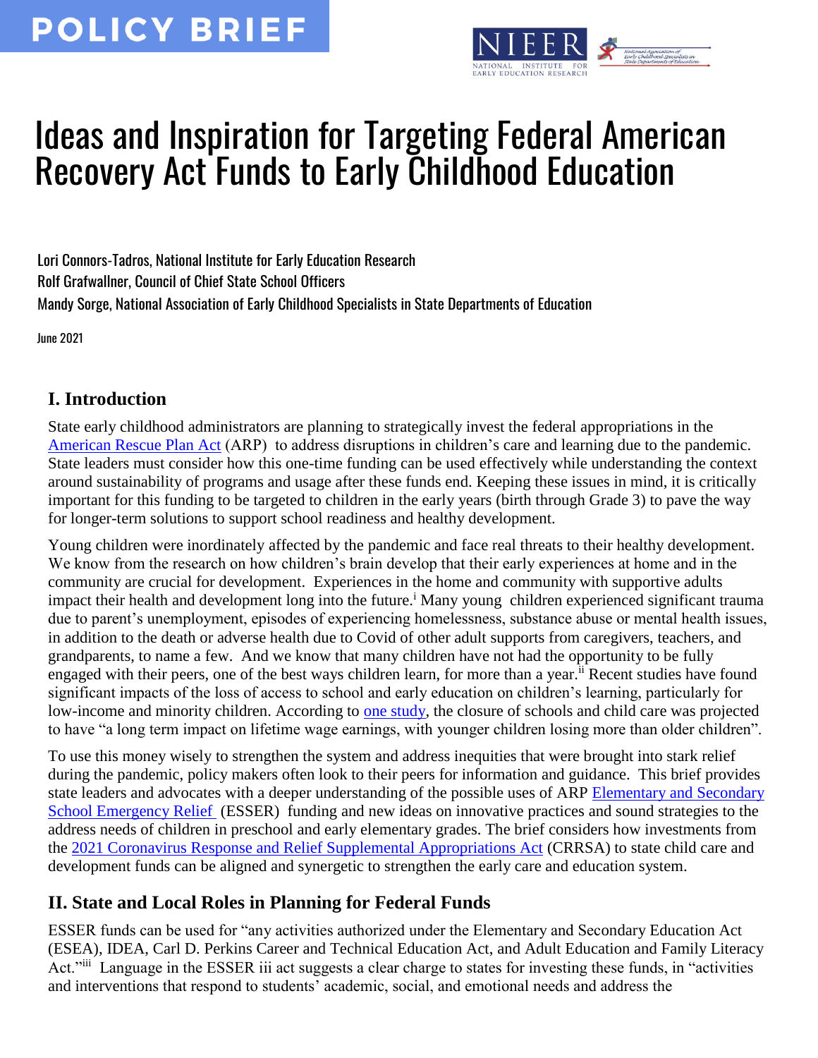POLICY BRIEF

# Ideas and Inspiration for Targeting Federal American Recovery Act Funds to Early Childhood Education

Lori Connors-Tadros, National Institute for Early Education Research
Rolf Grafwallner, Council of Chief State School Officers
Mandy Sorge, National Association of Early Childhood Specialists in State Departments of Education

June 2021

## I. Introduction

State early childhood administrators are planning to strategically invest the federal appropriations in the American Rescue Plan Act (ARP) to address disruptions in children's care and learning due to the pandemic. State leaders must consider how this one-time funding can be used effectively while understanding the context around sustainability of programs and usage after these funds end. Keeping these issues in mind, it is critically important for this funding to be targeted to children in the early years (birth through Grade 3) to pave the way for longer-term solutions to support school readiness and healthy development.

Young children were inordinately affected by the pandemic and face real threats to their healthy development. We know from the research on how children's brain develop that their early experiences at home and in the community are crucial for development. Experiences in the home and community with supportive adults impact their health and development long into the future.[i] Many young children experienced significant trauma due to parent's unemployment, episodes of experiencing homelessness, substance abuse or mental health issues, in addition to the death or adverse health due to Covid of other adult supports from caregivers, teachers, and grandparents, to name a few. And we know that many children have not had the opportunity to be fully engaged with their peers, one of the best ways children learn, for more than a year.[ii] Recent studies have found significant impacts of the loss of access to school and early education on children's learning, particularly for low-income and minority children. According to one study, the closure of schools and child care was projected to have "a long term impact on lifetime wage earnings, with younger children losing more than older children".

To use this money wisely to strengthen the system and address inequities that were brought into stark relief during the pandemic, policy makers often look to their peers for information and guidance. This brief provides state leaders and advocates with a deeper understanding of the possible uses of ARP Elementary and Secondary School Emergency Relief (ESSER) funding and new ideas on innovative practices and sound strategies to the address needs of children in preschool and early elementary grades. The brief considers how investments from the 2021 Coronavirus Response and Relief Supplemental Appropriations Act (CRRSA) to state child care and development funds can be aligned and synergetic to strengthen the early care and education system.

## II. State and Local Roles in Planning for Federal Funds

ESSER funds can be used for "any activities authorized under the Elementary and Secondary Education Act (ESEA), IDEA, Carl D. Perkins Career and Technical Education Act, and Adult Education and Family Literacy Act."[iii] Language in the ESSER iii act suggests a clear charge to states for investing these funds, in "activities and interventions that respond to students' academic, social, and emotional needs and address the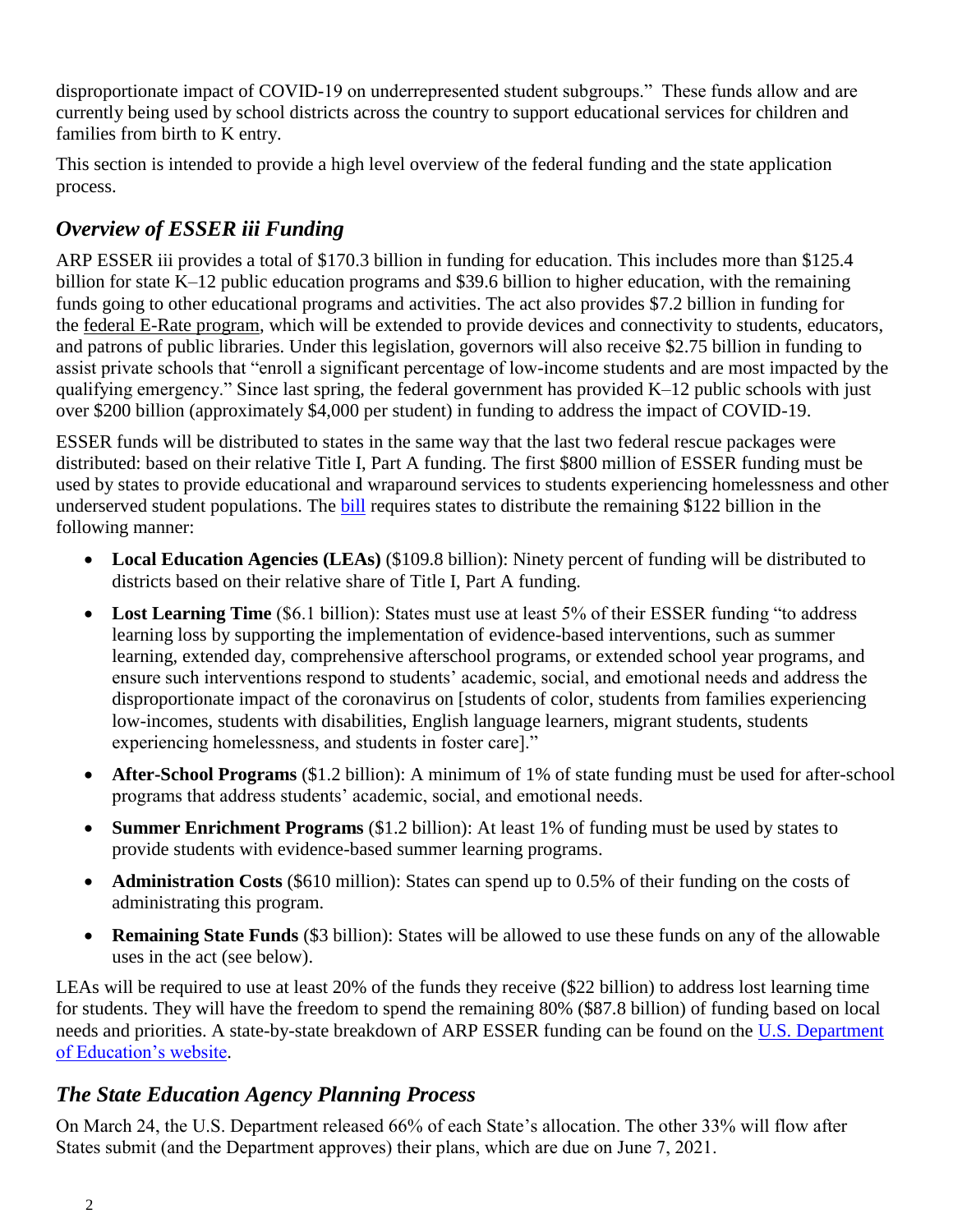disproportionate impact of COVID-19 on underrepresented student subgroups." These funds allow and are currently being used by school districts across the country to support educational services for children and families from birth to K entry.

This section is intended to provide a high level overview of the federal funding and the state application process.

## *Overview of ESSER iii Funding*

ARP ESSER iii provides a total of $170.3 billion in funding for education. This includes more than $125.4 billion for state K–12 public education programs and $39.6 billion to higher education, with the remaining funds going to other educational programs and activities. The act also provides $7.2 billion in funding for the federal E-Rate program, which will be extended to provide devices and connectivity to students, educators, and patrons of public libraries. Under this legislation, governors will also receive $2.75 billion in funding to assist private schools that "enroll a significant percentage of low-income students and are most impacted by the qualifying emergency." Since last spring, the federal government has provided K–12 public schools with just over $200 billion (approximately $4,000 per student) in funding to address the impact of COVID-19.

ESSER funds will be distributed to states in the same way that the last two federal rescue packages were distributed: based on their relative Title I, Part A funding. The first $800 million of ESSER funding must be used by states to provide educational and wraparound services to students experiencing homelessness and other underserved student populations. The bill requires states to distribute the remaining $122 billion in the following manner:

- **Local Education Agencies (LEAs)** ($109.8 billion): Ninety percent of funding will be distributed to districts based on their relative share of Title I, Part A funding.
- **Lost Learning Time** ($6.1 billion): States must use at least 5% of their ESSER funding "to address learning loss by supporting the implementation of evidence-based interventions, such as summer learning, extended day, comprehensive afterschool programs, or extended school year programs, and ensure such interventions respond to students' academic, social, and emotional needs and address the disproportionate impact of the coronavirus on [students of color, students from families experiencing low-incomes, students with disabilities, English language learners, migrant students, students experiencing homelessness, and students in foster care]."
- **After-School Programs** ($1.2 billion): A minimum of 1% of state funding must be used for after-school programs that address students' academic, social, and emotional needs.
- **Summer Enrichment Programs** ($1.2 billion): At least 1% of funding must be used by states to provide students with evidence-based summer learning programs.
- **Administration Costs** ($610 million): States can spend up to 0.5% of their funding on the costs of administrating this program.
- **Remaining State Funds** ($3 billion): States will be allowed to use these funds on any of the allowable uses in the act (see below).

LEAs will be required to use at least 20% of the funds they receive ($22 billion) to address lost learning time for students. They will have the freedom to spend the remaining 80% ($87.8 billion) of funding based on local needs and priorities. A state-by-state breakdown of ARP ESSER funding can be found on the U.S. Department of Education's website.

## *The State Education Agency Planning Process*

On March 24, the U.S. Department released 66% of each State's allocation. The other 33% will flow after States submit (and the Department approves) their plans, which are due on June 7, 2021.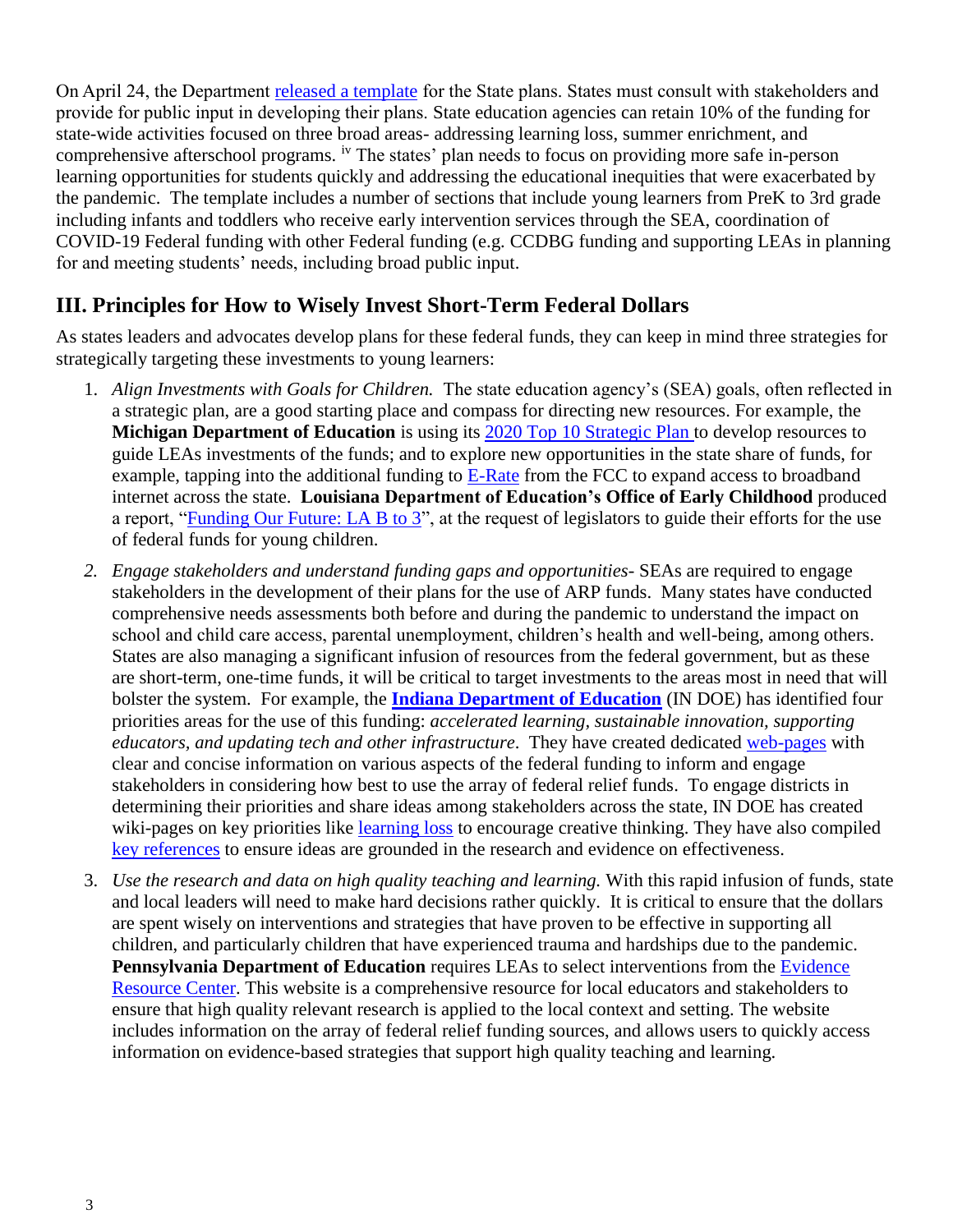On April 24, the Department released a template for the State plans. States must consult with stakeholders and provide for public input in developing their plans. State education agencies can retain 10% of the funding for state-wide activities focused on three broad areas- addressing learning loss, summer enrichment, and comprehensive afterschool programs. [iv] The states' plan needs to focus on providing more safe in-person learning opportunities for students quickly and addressing the educational inequities that were exacerbated by the pandemic. The template includes a number of sections that include young learners from PreK to 3rd grade including infants and toddlers who receive early intervention services through the SEA, coordination of COVID-19 Federal funding with other Federal funding (e.g. CCDBG funding and supporting LEAs in planning for and meeting students' needs, including broad public input.

## III. Principles for How to Wisely Invest Short-Term Federal Dollars

As states leaders and advocates develop plans for these federal funds, they can keep in mind three strategies for strategically targeting these investments to young learners:

1. *Align Investments with Goals for Children.* The state education agency's (SEA) goals, often reflected in a strategic plan, are a good starting place and compass for directing new resources. For example, the **Michigan Department of Education** is using its 2020 Top 10 Strategic Plan to develop resources to guide LEAs investments of the funds; and to explore new opportunities in the state share of funds, for example, tapping into the additional funding to E-Rate from the FCC to expand access to broadband internet across the state. **Louisiana Department of Education's Office of Early Childhood** produced a report, "Funding Our Future: LA B to 3", at the request of legislators to guide their efforts for the use of federal funds for young children.
2. *Engage stakeholders and understand funding gaps and opportunities-* SEAs are required to engage stakeholders in the development of their plans for the use of ARP funds. Many states have conducted comprehensive needs assessments both before and during the pandemic to understand the impact on school and child care access, parental unemployment, children's health and well-being, among others. States are also managing a significant infusion of resources from the federal government, but as these are short-term, one-time funds, it will be critical to target investments to the areas most in need that will bolster the system. For example, the **Indiana Department of Education** (IN DOE) has identified four priorities areas for the use of this funding: *accelerated learning, sustainable innovation, supporting educators, and updating tech and other infrastructure*. They have created dedicated web-pages with clear and concise information on various aspects of the federal funding to inform and engage stakeholders in considering how best to use the array of federal relief funds. To engage districts in determining their priorities and share ideas among stakeholders across the state, IN DOE has created wiki-pages on key priorities like learning loss to encourage creative thinking. They have also compiled key references to ensure ideas are grounded in the research and evidence on effectiveness.
3. *Use the research and data on high quality teaching and learning.* With this rapid infusion of funds, state and local leaders will need to make hard decisions rather quickly. It is critical to ensure that the dollars are spent wisely on interventions and strategies that have proven to be effective in supporting all children, and particularly children that have experienced trauma and hardships due to the pandemic. **Pennsylvania Department of Education** requires LEAs to select interventions from the Evidence Resource Center. This website is a comprehensive resource for local educators and stakeholders to ensure that high quality relevant research is applied to the local context and setting. The website includes information on the array of federal relief funding sources, and allows users to quickly access information on evidence-based strategies that support high quality teaching and learning.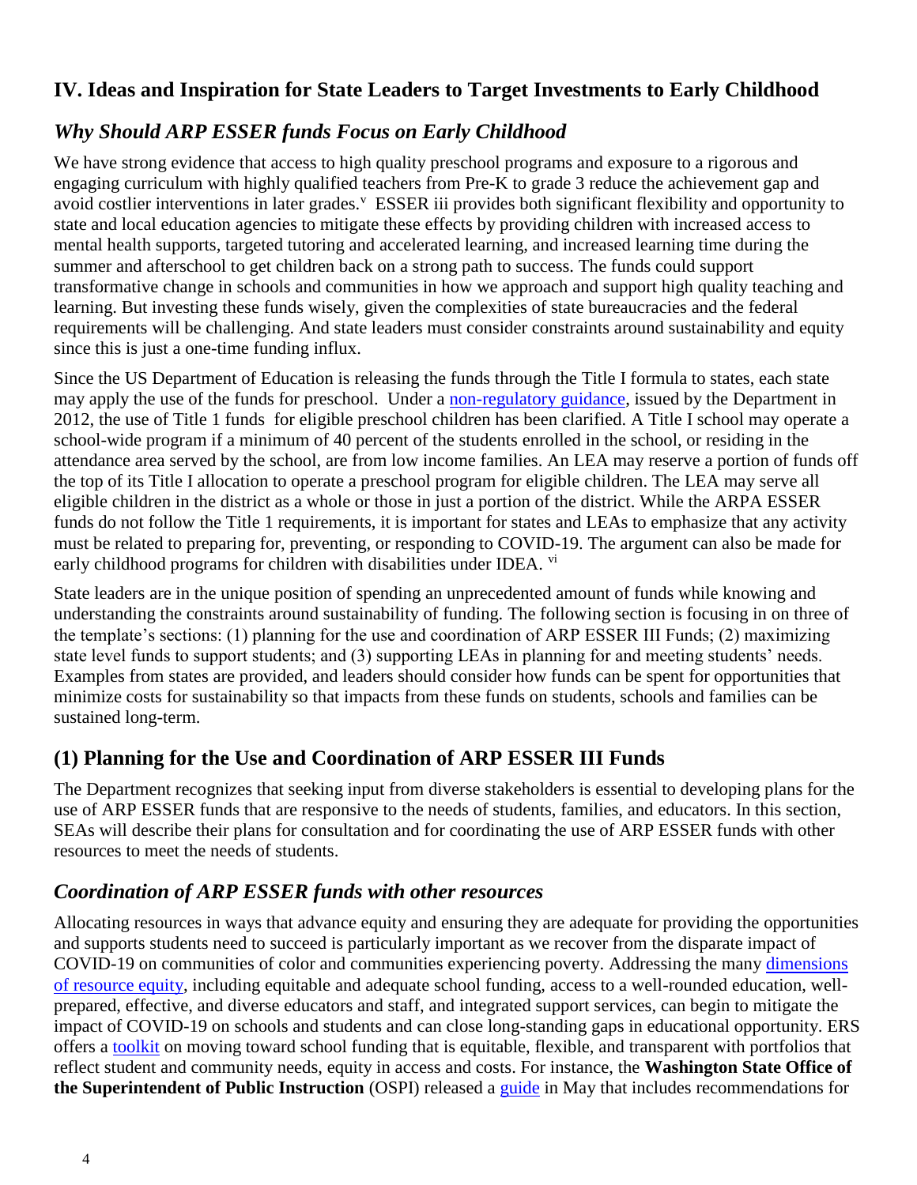## IV. Ideas and Inspiration for State Leaders to Target Investments to Early Childhood

### *Why Should ARP ESSER funds Focus on Early Childhood*

We have strong evidence that access to high quality preschool programs and exposure to a rigorous and engaging curriculum with highly qualified teachers from Pre-K to grade 3 reduce the achievement gap and avoid costlier interventions in later grades.[v] ESSER iii provides both significant flexibility and opportunity to state and local education agencies to mitigate these effects by providing children with increased access to mental health supports, targeted tutoring and accelerated learning, and increased learning time during the summer and afterschool to get children back on a strong path to success. The funds could support transformative change in schools and communities in how we approach and support high quality teaching and learning. But investing these funds wisely, given the complexities of state bureaucracies and the federal requirements will be challenging. And state leaders must consider constraints around sustainability and equity since this is just a one-time funding influx.

Since the US Department of Education is releasing the funds through the Title I formula to states, each state may apply the use of the funds for preschool. Under a non-regulatory guidance, issued by the Department in 2012, the use of Title 1 funds for eligible preschool children has been clarified. A Title I school may operate a school-wide program if a minimum of 40 percent of the students enrolled in the school, or residing in the attendance area served by the school, are from low income families. An LEA may reserve a portion of funds off the top of its Title I allocation to operate a preschool program for eligible children. The LEA may serve all eligible children in the district as a whole or those in just a portion of the district. While the ARPA ESSER funds do not follow the Title 1 requirements, it is important for states and LEAs to emphasize that any activity must be related to preparing for, preventing, or responding to COVID-19. The argument can also be made for early childhood programs for children with disabilities under IDEA. [vi]

State leaders are in the unique position of spending an unprecedented amount of funds while knowing and understanding the constraints around sustainability of funding. The following section is focusing in on three of the template's sections: (1) planning for the use and coordination of ARP ESSER III Funds; (2) maximizing state level funds to support students; and (3) supporting LEAs in planning for and meeting students' needs. Examples from states are provided, and leaders should consider how funds can be spent for opportunities that minimize costs for sustainability so that impacts from these funds on students, schools and families can be sustained long-term.

## (1) Planning for the Use and Coordination of ARP ESSER III Funds

The Department recognizes that seeking input from diverse stakeholders is essential to developing plans for the use of ARP ESSER funds that are responsive to the needs of students, families, and educators. In this section, SEAs will describe their plans for consultation and for coordinating the use of ARP ESSER funds with other resources to meet the needs of students.

### *Coordination of ARP ESSER funds with other resources*

Allocating resources in ways that advance equity and ensuring they are adequate for providing the opportunities and supports students need to succeed is particularly important as we recover from the disparate impact of COVID-19 on communities of color and communities experiencing poverty. Addressing the many dimensions of resource equity, including equitable and adequate school funding, access to a well-rounded education, well-prepared, effective, and diverse educators and staff, and integrated support services, can begin to mitigate the impact of COVID-19 on schools and students and can close long-standing gaps in educational opportunity. ERS offers a toolkit on moving toward school funding that is equitable, flexible, and transparent with portfolios that reflect student and community needs, equity in access and costs. For instance, the **Washington State Office of the Superintendent of Public Instruction** (OSPI) released a guide in May that includes recommendations for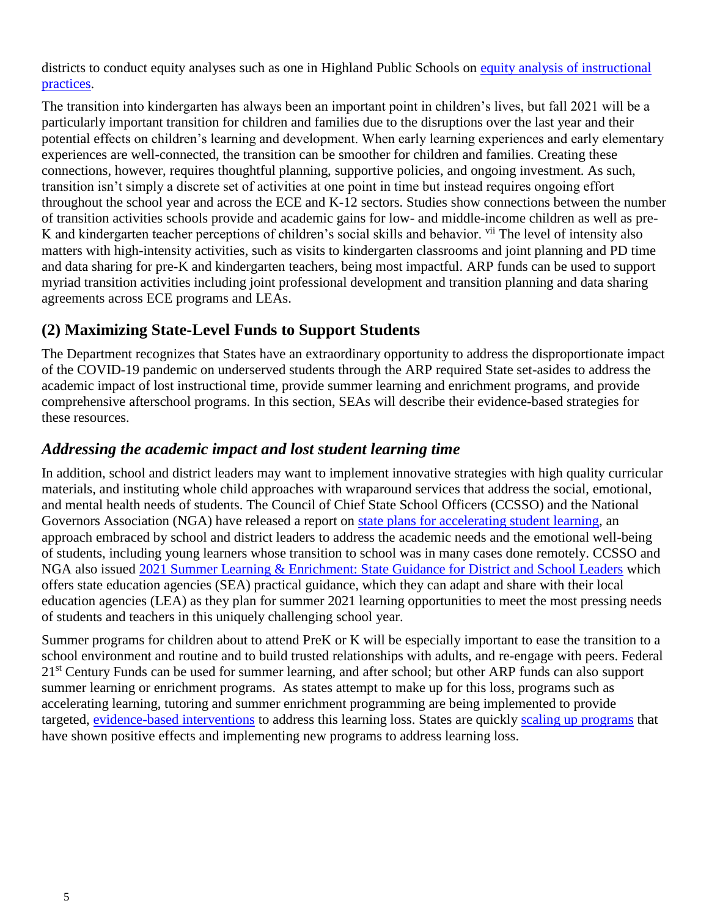districts to conduct equity analyses such as one in Highland Public Schools on [equity analysis of instructional practices](#).

The transition into kindergarten has always been an important point in children's lives, but fall 2021 will be a particularly important transition for children and families due to the disruptions over the last year and their potential effects on children's learning and development. When early learning experiences and early elementary experiences are well-connected, the transition can be smoother for children and families. Creating these connections, however, requires thoughtful planning, supportive policies, and ongoing investment. As such, transition isn't simply a discrete set of activities at one point in time but instead requires ongoing effort throughout the school year and across the ECE and K-12 sectors. Studies show connections between the number of transition activities schools provide and academic gains for low- and middle-income children as well as pre-K and kindergarten teacher perceptions of children's social skills and behavior. [vii] The level of intensity also matters with high-intensity activities, such as visits to kindergarten classrooms and joint planning and PD time and data sharing for pre-K and kindergarten teachers, being most impactful. ARP funds can be used to support myriad transition activities including joint professional development and transition planning and data sharing agreements across ECE programs and LEAs.

## (2) Maximizing State-Level Funds to Support Students

The Department recognizes that States have an extraordinary opportunity to address the disproportionate impact of the COVID-19 pandemic on underserved students through the ARP required State set-asides to address the academic impact of lost instructional time, provide summer learning and enrichment programs, and provide comprehensive afterschool programs. In this section, SEAs will describe their evidence-based strategies for these resources.

### *Addressing the academic impact and lost student learning time*

In addition, school and district leaders may want to implement innovative strategies with high quality curricular materials, and instituting whole child approaches with wraparound services that address the social, emotional, and mental health needs of students. The Council of Chief State School Officers (CCSSO) and the National Governors Association (NGA) have released a report on [state plans for accelerating student learning](#), an approach embraced by school and district leaders to address the academic needs and the emotional well-being of students, including young learners whose transition to school was in many cases done remotely. CCSSO and NGA also issued [2021 Summer Learning & Enrichment: State Guidance for District and School Leaders](#) which offers state education agencies (SEA) practical guidance, which they can adapt and share with their local education agencies (LEA) as they plan for summer 2021 learning opportunities to meet the most pressing needs of students and teachers in this uniquely challenging school year.

Summer programs for children about to attend PreK or K will be especially important to ease the transition to a school environment and routine and to build trusted relationships with adults, and re-engage with peers. Federal 21st Century Funds can be used for summer learning, and after school; but other ARP funds can also support summer learning or enrichment programs. As states attempt to make up for this loss, programs such as accelerating learning, tutoring and summer enrichment programming are being implemented to provide targeted, [evidence-based interventions](#) to address this learning loss. States are quickly [scaling up programs](#) that have shown positive effects and implementing new programs to address learning loss.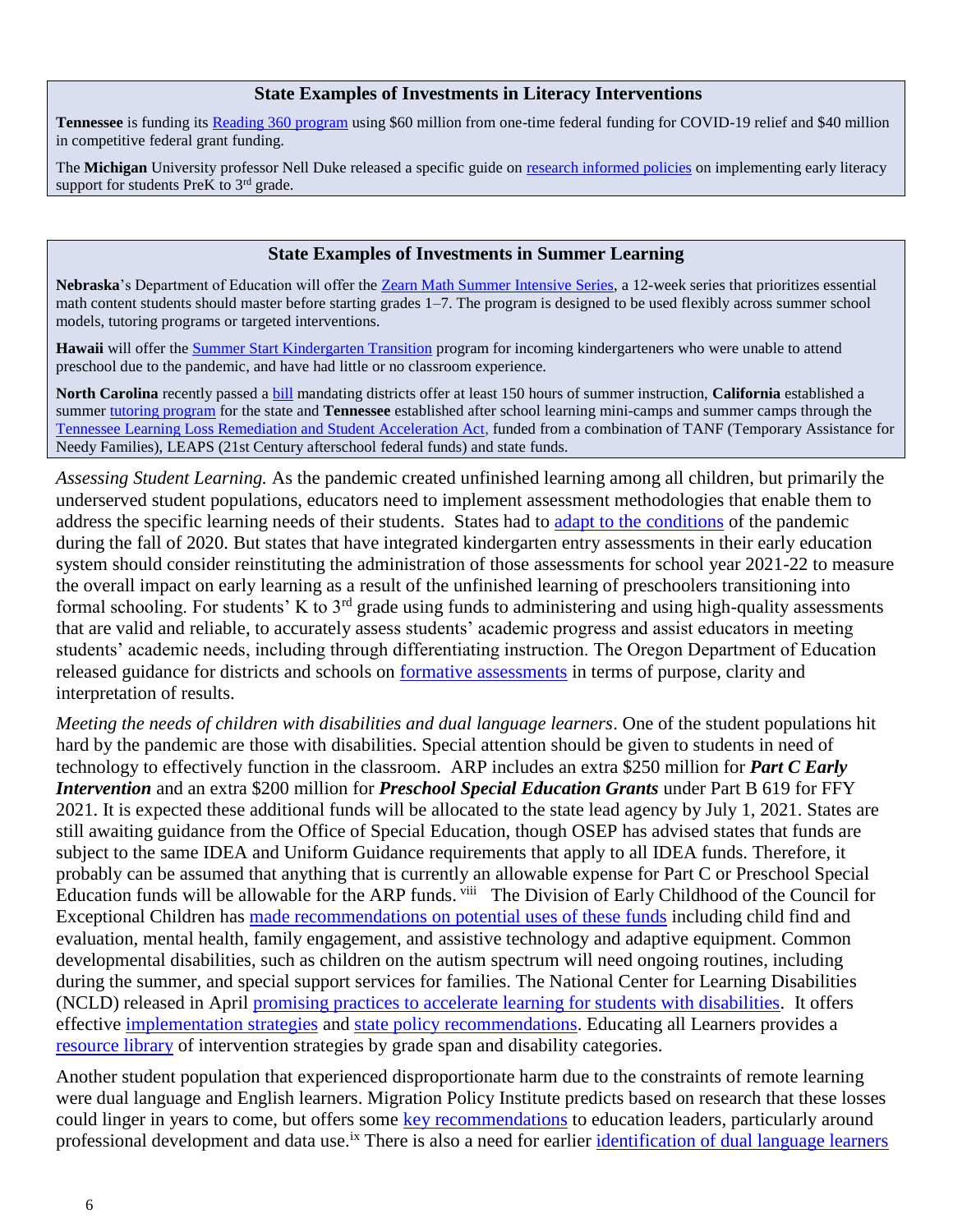### State Examples of Investments in Literacy Interventions

**Tennessee** is funding its Reading 360 program using $60 million from one-time federal funding for COVID-19 relief and $40 million in competitive federal grant funding.

The **Michigan** University professor Nell Duke released a specific guide on research informed policies on implementing early literacy support for students PreK to 3rd grade.

### State Examples of Investments in Summer Learning

**Nebraska**'s Department of Education will offer the Zearn Math Summer Intensive Series, a 12-week series that prioritizes essential math content students should master before starting grades 1–7. The program is designed to be used flexibly across summer school models, tutoring programs or targeted interventions.

**Hawaii** will offer the Summer Start Kindergarten Transition program for incoming kindergarteners who were unable to attend preschool due to the pandemic, and have had little or no classroom experience.

**North Carolina** recently passed a bill mandating districts offer at least 150 hours of summer instruction, **California** established a summer tutoring program for the state and **Tennessee** established after school learning mini-camps and summer camps through the Tennessee Learning Loss Remediation and Student Acceleration Act, funded from a combination of TANF (Temporary Assistance for Needy Families), LEAPS (21st Century afterschool federal funds) and state funds.

*Assessing Student Learning.* As the pandemic created unfinished learning among all children, but primarily the underserved student populations, educators need to implement assessment methodologies that enable them to address the specific learning needs of their students. States had to adapt to the conditions of the pandemic during the fall of 2020. But states that have integrated kindergarten entry assessments in their early education system should consider reinstituting the administration of those assessments for school year 2021-22 to measure the overall impact on early learning as a result of the unfinished learning of preschoolers transitioning into formal schooling. For students' K to 3rd grade using funds to administering and using high-quality assessments that are valid and reliable, to accurately assess students' academic progress and assist educators in meeting students' academic needs, including through differentiating instruction. The Oregon Department of Education released guidance for districts and schools on formative assessments in terms of purpose, clarity and interpretation of results.

*Meeting the needs of children with disabilities and dual language learners*. One of the student populations hit hard by the pandemic are those with disabilities. Special attention should be given to students in need of technology to effectively function in the classroom. ARP includes an extra $250 million for ***Part C Early Intervention*** and an extra $200 million for ***Preschool Special Education Grants*** under Part B 619 for FFY 2021. It is expected these additional funds will be allocated to the state lead agency by July 1, 2021. States are still awaiting guidance from the Office of Special Education, though OSEP has advised states that funds are subject to the same IDEA and Uniform Guidance requirements that apply to all IDEA funds. Therefore, it probably can be assumed that anything that is currently an allowable expense for Part C or Preschool Special Education funds will be allowable for the ARP funds.[viii] The Division of Early Childhood of the Council for Exceptional Children has made recommendations on potential uses of these funds including child find and evaluation, mental health, family engagement, and assistive technology and adaptive equipment. Common developmental disabilities, such as children on the autism spectrum will need ongoing routines, including during the summer, and special support services for families. The National Center for Learning Disabilities (NCLD) released in April promising practices to accelerate learning for students with disabilities. It offers effective implementation strategies and state policy recommendations. Educating all Learners provides a resource library of intervention strategies by grade span and disability categories.

Another student population that experienced disproportionate harm due to the constraints of remote learning were dual language and English learners. Migration Policy Institute predicts based on research that these losses could linger in years to come, but offers some key recommendations to education leaders, particularly around professional development and data use.[ix] There is also a need for earlier identification of dual language learners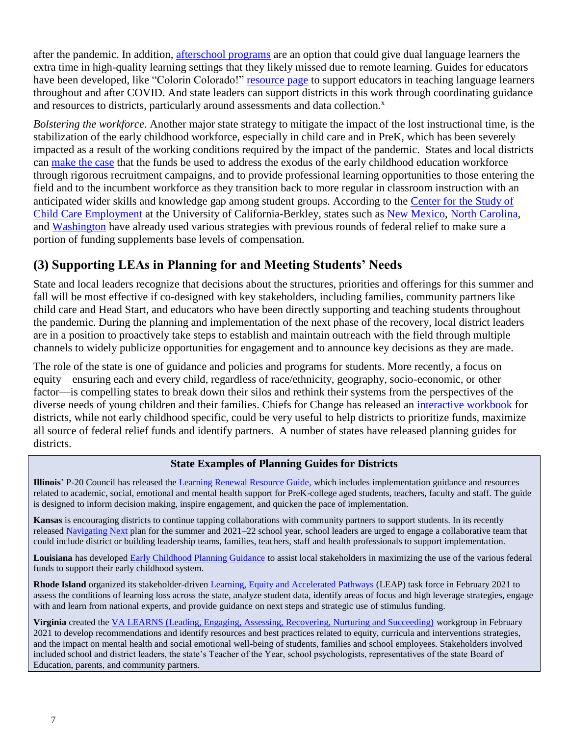after the pandemic. In addition, afterschool programs are an option that could give dual language learners the extra time in high-quality learning settings that they likely missed due to remote learning. Guides for educators have been developed, like "Colorin Colorado!" resource page to support educators in teaching language learners throughout and after COVID. And state leaders can support districts in this work through coordinating guidance and resources to districts, particularly around assessments and data collection.[x]

*Bolstering the workforce*. Another major state strategy to mitigate the impact of the lost instructional time, is the stabilization of the early childhood workforce, especially in child care and in PreK, which has been severely impacted as a result of the working conditions required by the impact of the pandemic. States and local districts can make the case that the funds be used to address the exodus of the early childhood education workforce through rigorous recruitment campaigns, and to provide professional learning opportunities to those entering the field and to the incumbent workforce as they transition back to more regular in classroom instruction with an anticipated wider skills and knowledge gap among student groups. According to the Center for the Study of Child Care Employment at the University of California-Berkley, states such as New Mexico, North Carolina, and Washington have already used various strategies with previous rounds of federal relief to make sure a portion of funding supplements base levels of compensation.

## (3) Supporting LEAs in Planning for and Meeting Students' Needs

State and local leaders recognize that decisions about the structures, priorities and offerings for this summer and fall will be most effective if co-designed with key stakeholders, including families, community partners like child care and Head Start, and educators who have been directly supporting and teaching students throughout the pandemic. During the planning and implementation of the next phase of the recovery, local district leaders are in a position to proactively take steps to establish and maintain outreach with the field through multiple channels to widely publicize opportunities for engagement and to announce key decisions as they are made.

The role of the state is one of guidance and policies and programs for students. More recently, a focus on equity—ensuring each and every child, regardless of race/ethnicity, geography, socio-economic, or other factor—is compelling states to break down their silos and rethink their systems from the perspectives of the diverse needs of young children and their families. Chiefs for Change has released an interactive workbook for districts, while not early childhood specific, could be very useful to help districts to prioritize funds, maximize all source of federal relief funds and identify partners. A number of states have released planning guides for districts.

### State Examples of Planning Guides for Districts

**Illinois**' P-20 Council has released the Learning Renewal Resource Guide, which includes implementation guidance and resources related to academic, social, emotional and mental health support for PreK-college aged students, teachers, faculty and staff. The guide is designed to inform decision making, inspire engagement, and quicken the pace of implementation.

**Kansas** is encouraging districts to continue tapping collaborations with community partners to support students. In its recently released Navigating Next plan for the summer and 2021–22 school year, school leaders are urged to engage a collaborative team that could include district or building leadership teams, families, teachers, staff and health professionals to support implementation.

**Louisiana** has developed Early Childhood Planning Guidance to assist local stakeholders in maximizing the use of the various federal funds to support their early childhood system.

**Rhode Island** organized its stakeholder-driven Learning, Equity and Accelerated Pathways (LEAP) task force in February 2021 to assess the conditions of learning loss across the state, analyze student data, identify areas of focus and high leverage strategies, engage with and learn from national experts, and provide guidance on next steps and strategic use of stimulus funding.

**Virginia** created the VA LEARNS (Leading, Engaging, Assessing, Recovering, Nurturing and Succeeding) workgroup in February 2021 to develop recommendations and identify resources and best practices related to equity, curricula and interventions strategies, and the impact on mental health and social emotional well-being of students, families and school employees. Stakeholders involved included school and district leaders, the state's Teacher of the Year, school psychologists, representatives of the state Board of Education, parents, and community partners.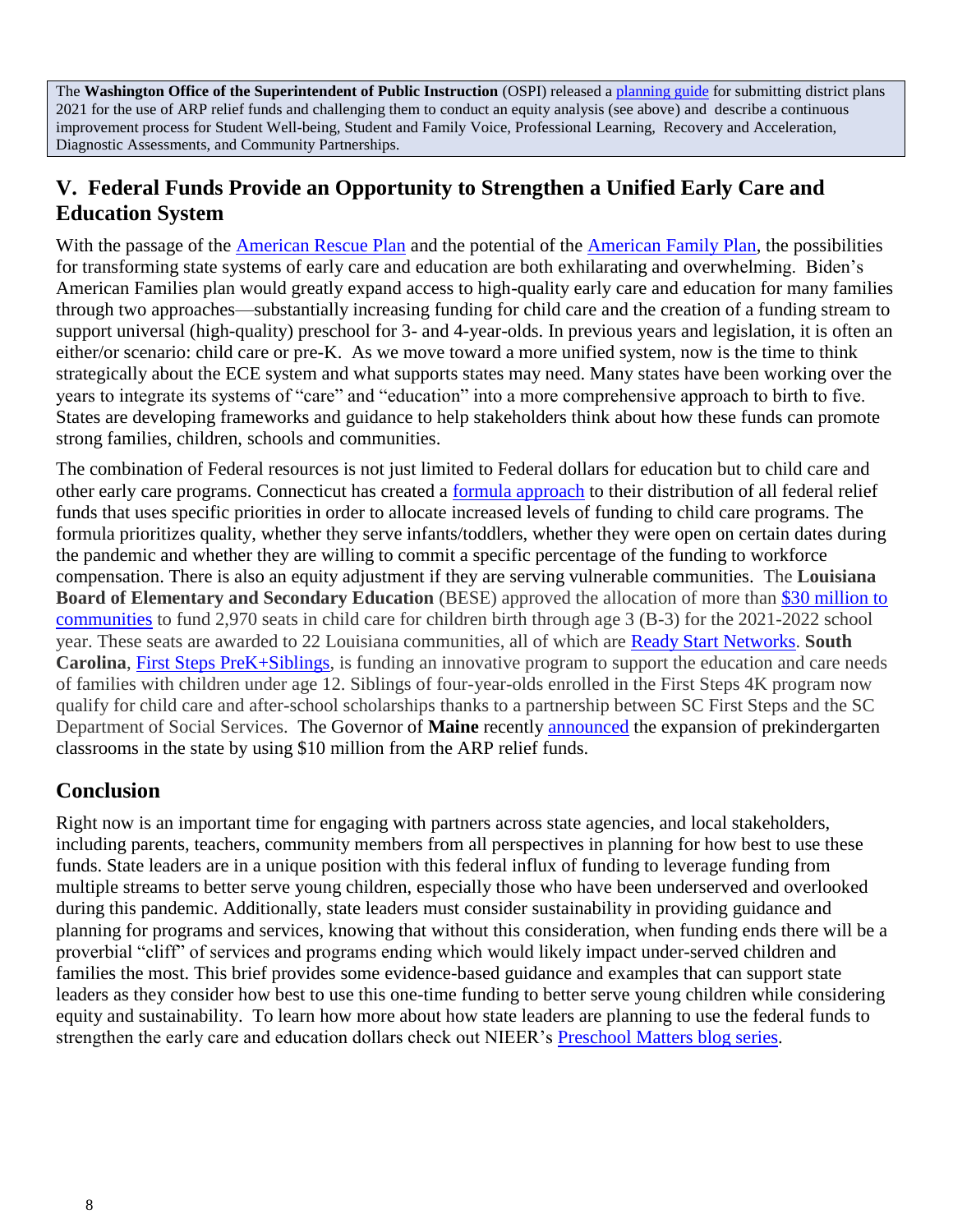The **Washington Office of the Superintendent of Public Instruction** (OSPI) released a planning guide for submitting district plans 2021 for the use of ARP relief funds and challenging them to conduct an equity analysis (see above) and describe a continuous improvement process for Student Well-being, Student and Family Voice, Professional Learning, Recovery and Acceleration, Diagnostic Assessments, and Community Partnerships.

## V. Federal Funds Provide an Opportunity to Strengthen a Unified Early Care and Education System

With the passage of the American Rescue Plan and the potential of the American Family Plan, the possibilities for transforming state systems of early care and education are both exhilarating and overwhelming. Biden's American Families plan would greatly expand access to high-quality early care and education for many families through two approaches—substantially increasing funding for child care and the creation of a funding stream to support universal (high-quality) preschool for 3- and 4-year-olds. In previous years and legislation, it is often an either/or scenario: child care or pre-K. As we move toward a more unified system, now is the time to think strategically about the ECE system and what supports states may need. Many states have been working over the years to integrate its systems of "care" and "education" into a more comprehensive approach to birth to five. States are developing frameworks and guidance to help stakeholders think about how these funds can promote strong families, children, schools and communities.

The combination of Federal resources is not just limited to Federal dollars for education but to child care and other early care programs. Connecticut has created a formula approach to their distribution of all federal relief funds that uses specific priorities in order to allocate increased levels of funding to child care programs. The formula prioritizes quality, whether they serve infants/toddlers, whether they were open on certain dates during the pandemic and whether they are willing to commit a specific percentage of the funding to workforce compensation. There is also an equity adjustment if they are serving vulnerable communities. The **Louisiana Board of Elementary and Secondary Education** (BESE) approved the allocation of more than $30 million to communities to fund 2,970 seats in child care for children birth through age 3 (B-3) for the 2021-2022 school year. These seats are awarded to 22 Louisiana communities, all of which are Ready Start Networks. **South Carolina**, First Steps PreK+Siblings, is funding an innovative program to support the education and care needs of families with children under age 12. Siblings of four-year-olds enrolled in the First Steps 4K program now qualify for child care and after-school scholarships thanks to a partnership between SC First Steps and the SC Department of Social Services. The Governor of **Maine** recently announced the expansion of prekindergarten classrooms in the state by using $10 million from the ARP relief funds.

## Conclusion

Right now is an important time for engaging with partners across state agencies, and local stakeholders, including parents, teachers, community members from all perspectives in planning for how best to use these funds. State leaders are in a unique position with this federal influx of funding to leverage funding from multiple streams to better serve young children, especially those who have been underserved and overlooked during this pandemic. Additionally, state leaders must consider sustainability in providing guidance and planning for programs and services, knowing that without this consideration, when funding ends there will be a proverbial "cliff" of services and programs ending which would likely impact under-served children and families the most. This brief provides some evidence-based guidance and examples that can support state leaders as they consider how best to use this one-time funding to better serve young children while considering equity and sustainability. To learn how more about how state leaders are planning to use the federal funds to strengthen the early care and education dollars check out NIEER's Preschool Matters blog series.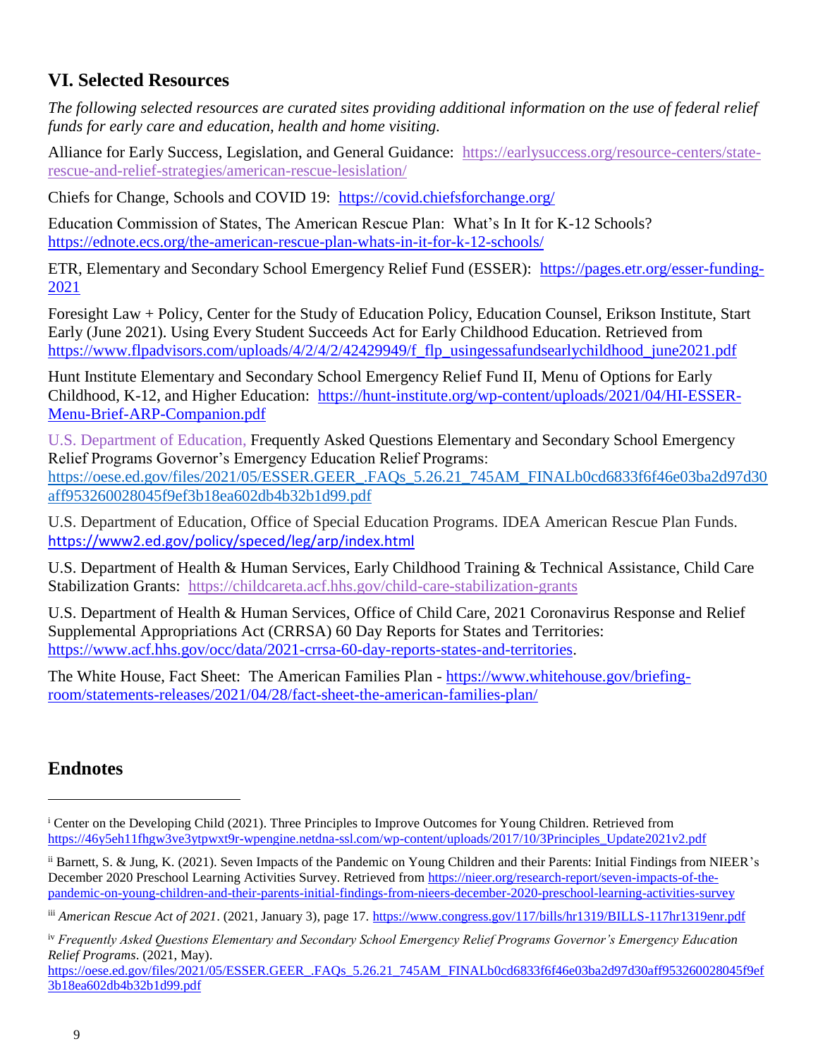## VI. Selected Resources

*The following selected resources are curated sites providing additional information on the use of federal relief funds for early care and education, health and home visiting.*

Alliance for Early Success, Legislation, and General Guidance: https://earlysuccess.org/resource-centers/state-rescue-and-relief-strategies/american-rescue-lesislation/

Chiefs for Change, Schools and COVID 19: https://covid.chiefsforchange.org/

Education Commission of States, The American Rescue Plan: What's In It for K-12 Schools? https://ednote.ecs.org/the-american-rescue-plan-whats-in-it-for-k-12-schools/

ETR, Elementary and Secondary School Emergency Relief Fund (ESSER): https://pages.etr.org/esser-funding-2021

Foresight Law + Policy, Center for the Study of Education Policy, Education Counsel, Erikson Institute, Start Early (June 2021). Using Every Student Succeeds Act for Early Childhood Education. Retrieved from https://www.flpadvisors.com/uploads/4/2/4/2/42429949/f_flp_usingessafundsearlychildhood_june2021.pdf

Hunt Institute Elementary and Secondary School Emergency Relief Fund II, Menu of Options for Early Childhood, K-12, and Higher Education: https://hunt-institute.org/wp-content/uploads/2021/04/HI-ESSER-Menu-Brief-ARP-Companion.pdf

U.S. Department of Education, Frequently Asked Questions Elementary and Secondary School Emergency Relief Programs Governor's Emergency Education Relief Programs: https://oese.ed.gov/files/2021/05/ESSER.GEER_.FAQs_5.26.21_745AM_FINALb0cd6833f6f46e03ba2d97d30aff953260028045f9ef3b18ea602db4b32b1d99.pdf

U.S. Department of Education, Office of Special Education Programs. IDEA American Rescue Plan Funds. https://www2.ed.gov/policy/speced/leg/arp/index.html

U.S. Department of Health & Human Services, Early Childhood Training & Technical Assistance, Child Care Stabilization Grants: https://childcareta.acf.hhs.gov/child-care-stabilization-grants

U.S. Department of Health & Human Services, Office of Child Care, 2021 Coronavirus Response and Relief Supplemental Appropriations Act (CRRSA) 60 Day Reports for States and Territories: https://www.acf.hhs.gov/occ/data/2021-crrsa-60-day-reports-states-and-territories.

The White House, Fact Sheet: The American Families Plan - https://www.whitehouse.gov/briefing-room/statements-releases/2021/04/28/fact-sheet-the-american-families-plan/

## Endnotes

---

[i] Center on the Developing Child (2021). Three Principles to Improve Outcomes for Young Children. Retrieved from https://46y5eh11fhgw3ve3ytpwxt9r-wpengine.netdna-ssl.com/wp-content/uploads/2017/10/3Principles_Update2021v2.pdf

[ii] Barnett, S. & Jung, K. (2021). Seven Impacts of the Pandemic on Young Children and their Parents: Initial Findings from NIEER's December 2020 Preschool Learning Activities Survey. Retrieved from https://nieer.org/research-report/seven-impacts-of-the-pandemic-on-young-children-and-their-parents-initial-findings-from-nieers-december-2020-preschool-learning-activities-survey

[iii] *American Rescue Act of 2021*. (2021, January 3), page 17. https://www.congress.gov/117/bills/hr1319/BILLS-117hr1319enr.pdf

[iv] *Frequently Asked Questions Elementary and Secondary School Emergency Relief Programs Governor's Emergency Education Relief Programs*. (2021, May). https://oese.ed.gov/files/2021/05/ESSER.GEER_.FAQs_5.26.21_745AM_FINALb0cd6833f6f46e03ba2d97d30aff953260028045f9ef3b18ea602db4b32b1d99.pdf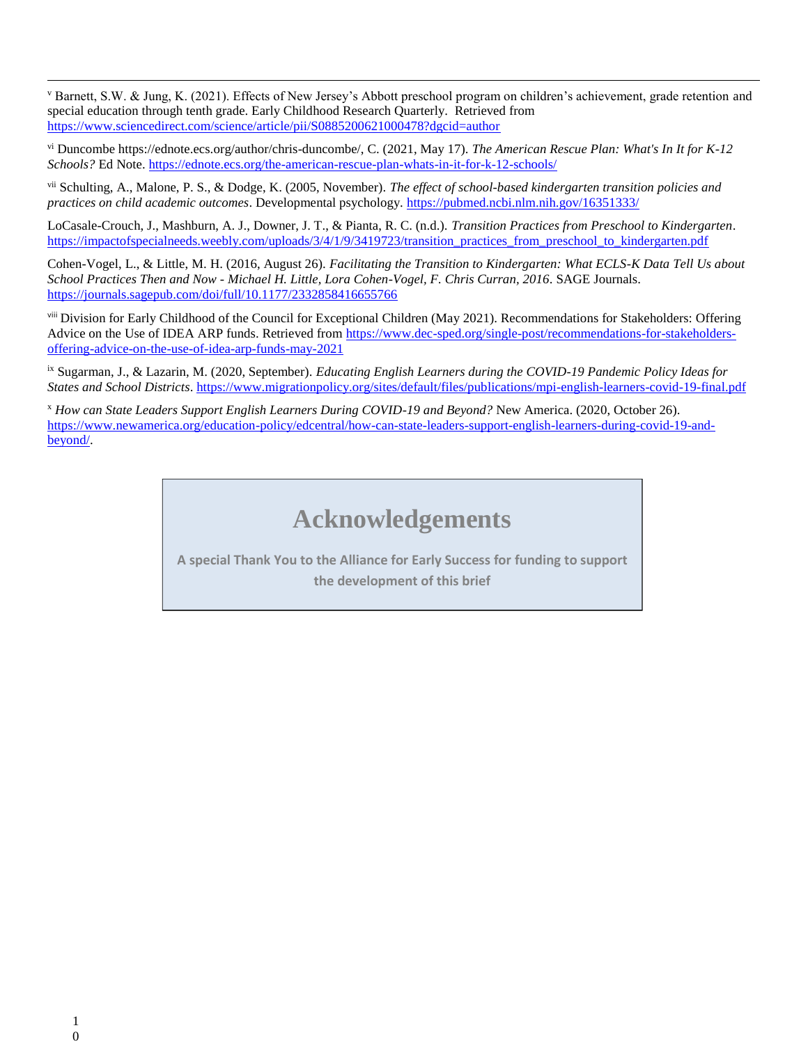[v] Barnett, S.W. & Jung, K. (2021). Effects of New Jersey's Abbott preschool program on children's achievement, grade retention and special education through tenth grade. Early Childhood Research Quarterly. Retrieved from https://www.sciencedirect.com/science/article/pii/S0885200621000478?dgcid=author

[vi] Duncombe https://ednote.ecs.org/author/chris-duncombe/, C. (2021, May 17). *The American Rescue Plan: What's In It for K-12 Schools?* Ed Note. https://ednote.ecs.org/the-american-rescue-plan-whats-in-it-for-k-12-schools/

[vii] Schulting, A., Malone, P. S., & Dodge, K. (2005, November). *The effect of school-based kindergarten transition policies and practices on child academic outcomes*. Developmental psychology. https://pubmed.ncbi.nlm.nih.gov/16351333/

LoCasale-Crouch, J., Mashburn, A. J., Downer, J. T., & Pianta, R. C. (n.d.). *Transition Practices from Preschool to Kindergarten*. https://impactofspecialneeds.weebly.com/uploads/3/4/1/9/3419723/transition_practices_from_preschool_to_kindergarten.pdf

Cohen-Vogel, L., & Little, M. H. (2016, August 26). *Facilitating the Transition to Kindergarten: What ECLS-K Data Tell Us about School Practices Then and Now - Michael H. Little, Lora Cohen-Vogel, F. Chris Curran, 2016*. SAGE Journals. https://journals.sagepub.com/doi/full/10.1177/2332858416655766

[viii] Division for Early Childhood of the Council for Exceptional Children (May 2021). Recommendations for Stakeholders: Offering Advice on the Use of IDEA ARP funds. Retrieved from https://www.dec-sped.org/single-post/recommendations-for-stakeholders-offering-advice-on-the-use-of-idea-arp-funds-may-2021

[ix] Sugarman, J., & Lazarin, M. (2020, September). *Educating English Learners during the COVID-19 Pandemic Policy Ideas for States and School Districts*. https://www.migrationpolicy.org/sites/default/files/publications/mpi-english-learners-covid-19-final.pdf

[x] *How can State Leaders Support English Learners During COVID-19 and Beyond?* New America. (2020, October 26). https://www.newamerica.org/education-policy/edcentral/how-can-state-leaders-support-english-learners-during-covid-19-and-beyond/.

# Acknowledgements

**A special Thank You to the Alliance for Early Success for funding to support the development of this brief**